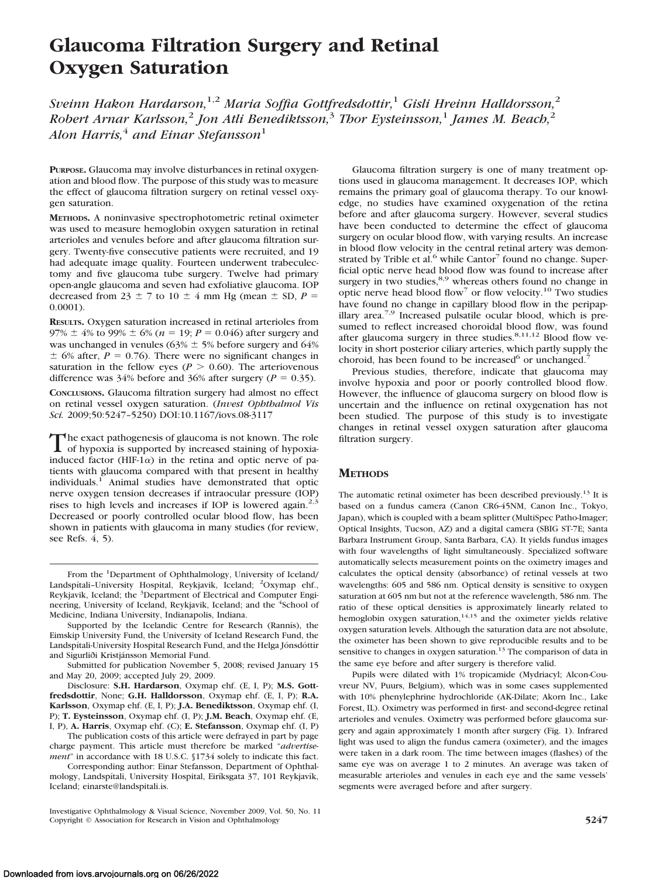# Glaucoma Filtration Surgery and Retinal Oxygen Saturation

*Sveinn Hakon Hardarson,[1,2] Maria Soffia Gottfredsdottir,[1] Gisli Hreinn Halldorsson,[2] Robert Arnar Karlsson,[2] Jon Atli Benediktsson,[3] Thor Eysteinsson,[1] James M. Beach,[2] Alon Harris,[4] and Einar Stefansson[1]*

**PURPOSE.** Glaucoma may involve disturbances in retinal oxygenation and blood flow. The purpose of this study was to measure the effect of glaucoma filtration surgery on retinal vessel oxygen saturation.

**METHODS.** A noninvasive spectrophotometric retinal oximeter was used to measure hemoglobin oxygen saturation in retinal arterioles and venules before and after glaucoma filtration surgery. Twenty-five consecutive patients were recruited, and 19 had adequate image quality. Fourteen underwent trabeculectomy and five glaucoma tube surgery. Twelve had primary open-angle glaucoma and seven had exfoliative glaucoma. IOP decreased from 23 ± 7 to 10 ± 4 mm Hg (mean ± SD, $P = 0.0001$).

**RESULTS.** Oxygen saturation increased in retinal arterioles from 97% ± 4% to 99% ± 6% ($n = 19$; $P = 0.046$) after surgery and was unchanged in venules (63% ± 5% before surgery and 64% ± 6% after, $P = 0.76$). There were no significant changes in saturation in the fellow eyes ($P > 0.60$). The arteriovenous difference was 34% before and 36% after surgery ($P = 0.35$).

**CONCLUSIONS.** Glaucoma filtration surgery had almost no effect on retinal vessel oxygen saturation. (*Invest Ophthalmol Vis Sci.* 2009;50:5247–5250) DOI:10.1167/iovs.08-3117

The exact pathogenesis of glaucoma is not known. The role of hypoxia is supported by increased staining of hypoxia-induced factor (HIF-1α) in the retina and optic nerve of patients with glaucoma compared with that present in healthy individuals.[1] Animal studies have demonstrated that optic nerve oxygen tension decreases if intraocular pressure (IOP) rises to high levels and increases if IOP is lowered again.[2,3] Decreased or poorly controlled ocular blood flow, has been shown in patients with glaucoma in many studies (for review, see Refs. 4, 5).

Glaucoma filtration surgery is one of many treatment options used in glaucoma management. It decreases IOP, which remains the primary goal of glaucoma therapy. To our knowledge, no studies have examined oxygenation of the retina before and after glaucoma surgery. However, several studies have been conducted to determine the effect of glaucoma surgery on ocular blood flow, with varying results. An increase in blood flow velocity in the central retinal artery was demonstrated by Trible et al.[6] while Cantor[7] found no change. Superficial optic nerve head blood flow was found to increase after surgery in two studies,[8,9] whereas others found no change in optic nerve head blood flow[7] or flow velocity.[10] Two studies have found no change in capillary blood flow in the peripapillary area.[7,9] Increased pulsatile ocular blood, which is presumed to reflect increased choroidal blood flow, was found after glaucoma surgery in three studies.[8,11,12] Blood flow velocity in short posterior ciliary arteries, which partly supply the choroid, has been found to be increased[6] or unchanged.[7]

Previous studies, therefore, indicate that glaucoma may involve hypoxia and poor or poorly controlled blood flow. However, the influence of glaucoma surgery on blood flow is uncertain and the influence on retinal oxygenation has not been studied. The purpose of this study is to investigate changes in retinal vessel oxygen saturation after glaucoma filtration surgery.

## METHODS

The automatic retinal oximeter has been described previously.[13] It is based on a fundus camera (Canon CR6-45NM, Canon Inc., Tokyo, Japan), which is coupled with a beam splitter (MultiSpec Patho-Imager; Optical Insights, Tucson, AZ) and a digital camera (SBIG ST-7E; Santa Barbara Instrument Group, Santa Barbara, CA). It yields fundus images with four wavelengths of light simultaneously. Specialized software automatically selects measurement points on the oximetry images and calculates the optical density (absorbance) of retinal vessels at two wavelengths: 605 and 586 nm. Optical density is sensitive to oxygen saturation at 605 nm but not at the reference wavelength, 586 nm. The ratio of these optical densities is approximately linearly related to hemoglobin oxygen saturation,[14,15] and the oximeter yields relative oxygen saturation levels. Although the saturation data are not absolute, the oximeter has been shown to give reproducible results and to be sensitive to changes in oxygen saturation.[13] The comparison of data in the same eye before and after surgery is therefore valid.

Pupils were dilated with 1% tropicamide (Mydriacyl; Alcon-Couvreur NV, Puurs, Belgium), which was in some cases supplemented with 10% phenylephrine hydrochloride (AK-Dilate; Akorn Inc., Lake Forest, IL). Oximetry was performed in first- and second-degree retinal arterioles and venules. Oximetry was performed before glaucoma surgery and again approximately 1 month after surgery (Fig. 1). Infrared light was used to align the fundus camera (oximeter), and the images were taken in a dark room. The time between images (flashes) of the same eye was on average 1 to 2 minutes. An average was taken of measurable arterioles and venules in each eye and the same vessels' segments were averaged before and after surgery.

From the [1]Department of Ophthalmology, University of Iceland/Landspítali–University Hospital, Reykjavik, Iceland; [2]Oxymap ehf., Reykjavik, Iceland; the [3]Department of Electrical and Computer Engineering, University of Iceland, Reykjavik, Iceland; and the [4]School of Medicine, Indiana University, Indianapolis, Indiana.

Supported by the Icelandic Centre for Research (Rannís), the Eimskip University Fund, the University of Iceland Research Fund, the Landspítali-University Hospital Research Fund, and the Helga Jónsdóttir and Sigurliði Kristjánsson Memorial Fund.

Submitted for publication November 5, 2008; revised January 15 and May 20, 2009; accepted July 29, 2009.

Disclosure: **S.H. Hardarson**, Oxymap ehf. (E, I, P); **M.S. Gottfredsdottir**, None; **G.H. Halldorsson**, Oxymap ehf. (E, I, P); **R.A. Karlsson**, Oxymap ehf. (E, I, P); **J.A. Benediktsson**, Oxymap ehf. (I, P); **T. Eysteinsson**, Oxymap ehf. (I, P); **J.M. Beach**, Oxymap ehf. (E, I, P), **A. Harris**, Oxymap ehf. (C); **E. Stefansson**, Oxymap ehf. (I, P)

The publication costs of this article were defrayed in part by page charge payment. This article must therefore be marked "*advertisement*" in accordance with 18 U.S.C. §1734 solely to indicate this fact.

Corresponding author: Einar Stefansson, Department of Ophthalmology, Landspítali, University Hospital, Eiríksgata 37, 101 Reykjavík, Iceland; einarste@landspitali.is.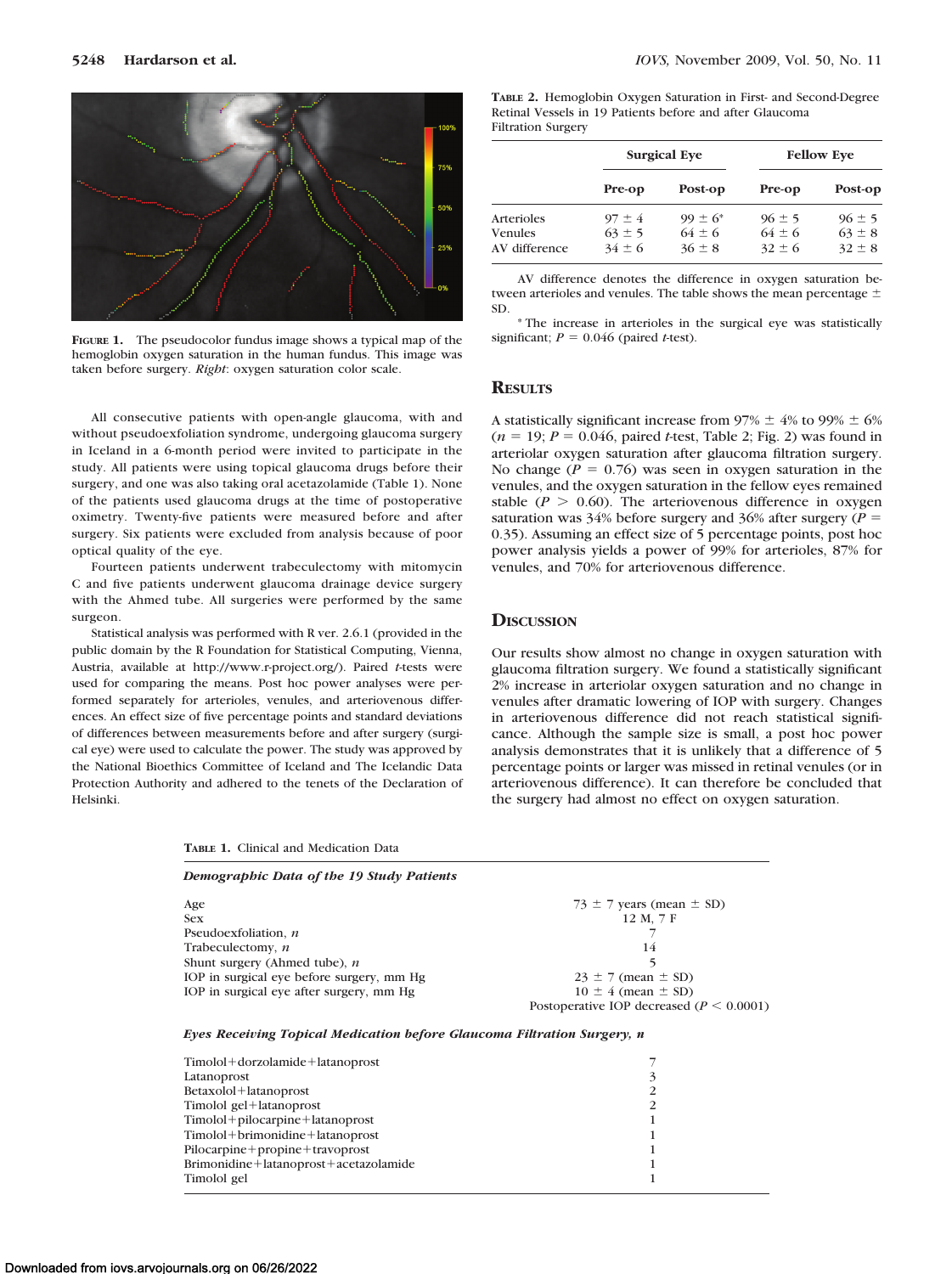FIGURE 1. The pseudocolor fundus image shows a typical map of the hemoglobin oxygen saturation in the human fundus. This image was taken before surgery. *Right*: oxygen saturation color scale.

All consecutive patients with open-angle glaucoma, with and without pseudoexfoliation syndrome, undergoing glaucoma surgery in Iceland in a 6-month period were invited to participate in the study. All patients were using topical glaucoma drugs before their surgery, and one was also taking oral acetazolamide (Table 1). None of the patients used glaucoma drugs at the time of postoperative oximetry. Twenty-five patients were measured before and after surgery. Six patients were excluded from analysis because of poor optical quality of the eye.

Fourteen patients underwent trabeculectomy with mitomycin C and five patients underwent glaucoma drainage device surgery with the Ahmed tube. All surgeries were performed by the same surgeon.

Statistical analysis was performed with R ver. 2.6.1 (provided in the public domain by the R Foundation for Statistical Computing, Vienna, Austria, available at http://www.r-project.org/). Paired *t*-tests were used for comparing the means. Post hoc power analyses were performed separately for arterioles, venules, and arteriovenous differences. An effect size of five percentage points and standard deviations of differences between measurements before and after surgery (surgical eye) were used to calculate the power. The study was approved by the National Bioethics Committee of Iceland and The Icelandic Data Protection Authority and adhered to the tenets of the Declaration of Helsinki.

TABLE 2. Hemoglobin Oxygen Saturation in First- and Second-Degree Retinal Vessels in 19 Patients before and after Glaucoma Filtration Surgery

| | Surgical Eye | | Fellow Eye | |
|---|---|---|---|---|
| | Pre-op | Post-op | Pre-op | Post-op |
| Arterioles | 97 ± 4 | 99 ± 6* | 96 ± 5 | 96 ± 5 |
| Venules | 63 ± 5 | 64 ± 6 | 64 ± 6 | 63 ± 8 |
| AV difference | 34 ± 6 | 36 ± 8 | 32 ± 6 | 32 ± 8 |

AV difference denotes the difference in oxygen saturation between arterioles and venules. The table shows the mean percentage ± SD.

* The increase in arterioles in the surgical eye was statistically significant; $P = 0.046$ (paired *t*-test).

## RESULTS

A statistically significant increase from 97% ± 4% to 99% ± 6% ($n = 19$; $P = 0.046$, paired *t*-test, Table 2; Fig. 2) was found in arteriolar oxygen saturation after glaucoma filtration surgery. No change ($P = 0.76$) was seen in oxygen saturation in the venules, and the oxygen saturation in the fellow eyes remained stable ($P > 0.60$). The arteriovenous difference in oxygen saturation was 34% before surgery and 36% after surgery ($P = 0.35$). Assuming an effect size of 5 percentage points, post hoc power analysis yields a power of 99% for arterioles, 87% for venules, and 70% for arteriovenous difference.

## DISCUSSION

Our results show almost no change in oxygen saturation with glaucoma filtration surgery. We found a statistically significant 2% increase in arteriolar oxygen saturation and no change in venules after dramatic lowering of IOP with surgery. Changes in arteriovenous difference did not reach statistical significance. Although the sample size is small, a post hoc power analysis demonstrates that it is unlikely that a difference of 5 percentage points or larger was missed in retinal venules (or in arteriovenous difference). It can therefore be concluded that the surgery had almost no effect on oxygen saturation.

TABLE 1. Clinical and Medication Data

| *Demographic Data of the 19 Study Patients* | |
|---|---|
| Age | 73 ± 7 years (mean ± SD) |
| Sex | 12 M, 7 F |
| Pseudoexfoliation, *n* | 7 |
| Trabeculectomy, *n* | 14 |
| Shunt surgery (Ahmed tube), *n* | 5 |
| IOP in surgical eye before surgery, mm Hg | 23 ± 7 (mean ± SD) |
| IOP in surgical eye after surgery, mm Hg | 10 ± 4 (mean ± SD) |
| | Postoperative IOP decreased ($P < 0.0001$) |
| ***Eyes Receiving Topical Medication before Glaucoma Filtration Surgery, n*** | |
| Timolol+dorzolamide+latanoprost | 7 |
| Latanoprost | 3 |
| Betaxolol+latanoprost | 2 |
| Timolol gel+latanoprost | 2 |
| Timolol+pilocarpine+latanoprost | 1 |
| Timolol+brimonidine+latanoprost | 1 |
| Pilocarpine+propine+travoprost | 1 |
| Brimonidine+latanoprost+acetazolamide | 1 |
| Timolol gel | 1 |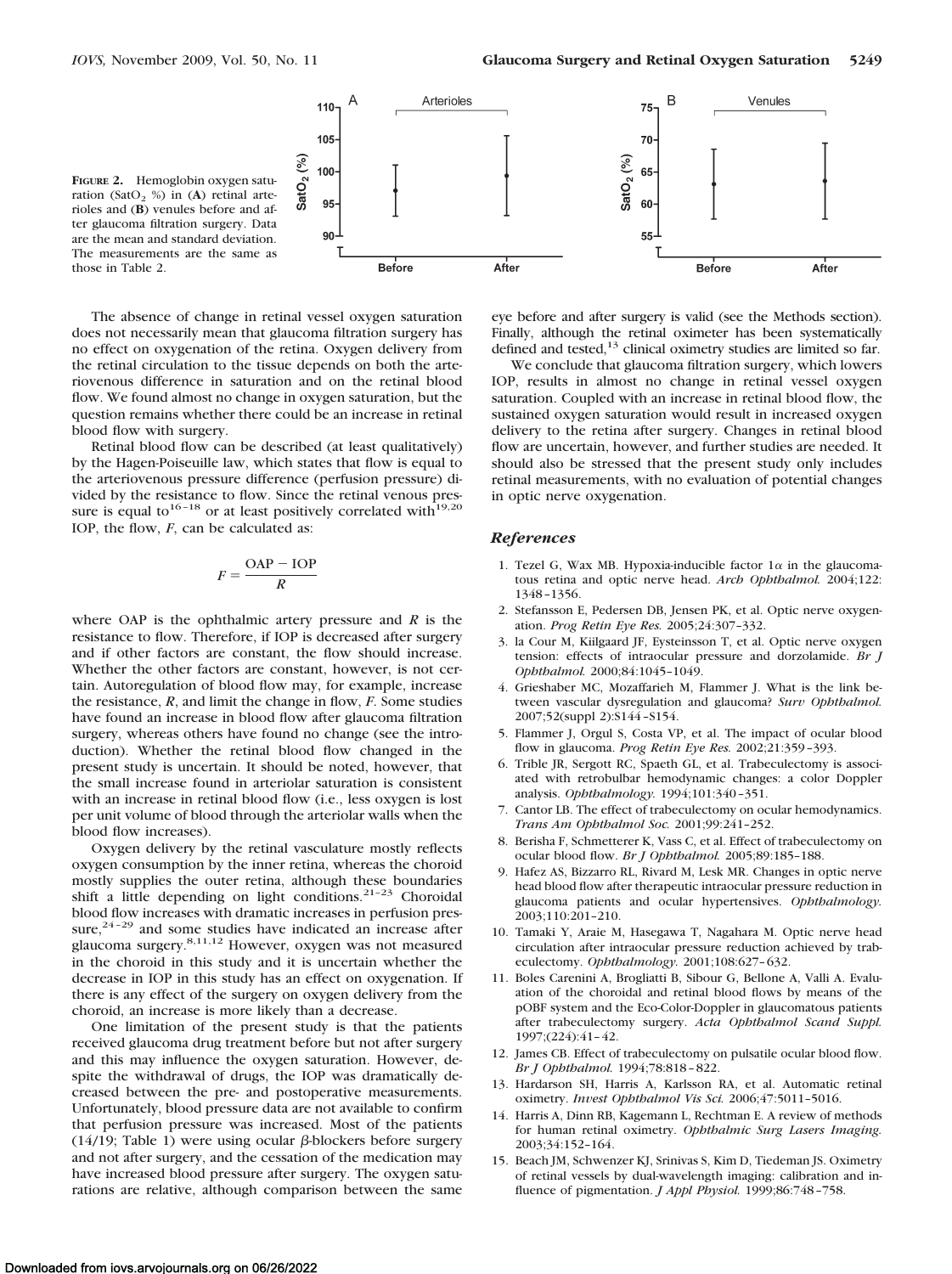A

Arterioles

110

105

100

95

90

SatO$_2$ (%)

Before

After

B

Venules

75

70

65

60

55

SatO$_2$ (%)

Before

After

**Figure 2.** Hemoglobin oxygen saturation (SatO$_2$ %) in (**A**) retinal arterioles and (**B**) venules before and after glaucoma filtration surgery. Data are the mean and standard deviation. The measurements are the same as those in Table 2.

The absence of change in retinal vessel oxygen saturation does not necessarily mean that glaucoma filtration surgery has no effect on oxygenation of the retina. Oxygen delivery from the retinal circulation to the tissue depends on both the arteriovenous difference in saturation and on the retinal blood flow. We found almost no change in oxygen saturation, but the question remains whether there could be an increase in retinal blood flow with surgery.

Retinal blood flow can be described (at least qualitatively) by the Hagen-Poiseuille law, which states that flow is equal to the arteriovenous pressure difference (perfusion pressure) divided by the resistance to flow. Since the retinal venous pressure is equal to[16–18] or at least positively correlated with[19,20] IOP, the flow, *F*, can be calculated as:

$$F = \frac{\text{OAP} - \text{IOP}}{R}$$

where OAP is the ophthalmic artery pressure and *R* is the resistance to flow. Therefore, if IOP is decreased after surgery and if other factors are constant, the flow should increase. Whether the other factors are constant, however, is not certain. Autoregulation of blood flow may, for example, increase the resistance, *R*, and limit the change in flow, *F*. Some studies have found an increase in blood flow after glaucoma filtration surgery, whereas others have found no change (see the introduction). Whether the retinal blood flow changed in the present study is uncertain. It should be noted, however, that the small increase found in arteriolar saturation is consistent with an increase in retinal blood flow (i.e., less oxygen is lost per unit volume of blood through the arteriolar walls when the blood flow increases).

Oxygen delivery by the retinal vasculature mostly reflects oxygen consumption by the inner retina, whereas the choroid mostly supplies the outer retina, although these boundaries shift a little depending on light conditions.[21–23] Choroidal blood flow increases with dramatic increases in perfusion pressure,[24–29] and some studies have indicated an increase after glaucoma surgery.[8,11,12] However, oxygen was not measured in the choroid in this study and it is uncertain whether the decrease in IOP in this study has an effect on oxygenation. If there is any effect of the surgery on oxygen delivery from the choroid, an increase is more likely than a decrease.

One limitation of the present study is that the patients received glaucoma drug treatment before but not after surgery and this may influence the oxygen saturation. However, despite the withdrawal of drugs, the IOP was dramatically decreased between the pre- and postoperative measurements. Unfortunately, blood pressure data are not available to confirm that perfusion pressure was increased. Most of the patients (14/19; Table 1) were using ocular $\beta$-blockers before surgery and not after surgery, and the cessation of the medication may have increased blood pressure after surgery. The oxygen saturations are relative, although comparison between the same eye before and after surgery is valid (see the Methods section). Finally, although the retinal oximeter has been systematically defined and tested,[13] clinical oximetry studies are limited so far.

We conclude that glaucoma filtration surgery, which lowers IOP, results in almost no change in retinal vessel oxygen saturation. Coupled with an increase in retinal blood flow, the sustained oxygen saturation would result in increased oxygen delivery to the retina after surgery. Changes in retinal blood flow are uncertain, however, and further studies are needed. It should also be stressed that the present study only includes retinal measurements, with no evaluation of potential changes in optic nerve oxygenation.

## References

1. Tezel G, Wax MB. Hypoxia-inducible factor 1$\alpha$ in the glaucomatous retina and optic nerve head. *Arch Ophthalmol.* 2004;122:1348–1356.
2. Stefansson E, Pedersen DB, Jensen PK, et al. Optic nerve oxygenation. *Prog Retin Eye Res.* 2005;24:307–332.
3. la Cour M, Kiilgaard JF, Eysteinsson T, et al. Optic nerve oxygen tension: effects of intraocular pressure and dorzolamide. *Br J Ophthalmol.* 2000;84:1045–1049.
4. Grieshaber MC, Mozaffarieh M, Flammer J. What is the link between vascular dysregulation and glaucoma? *Surv Ophthalmol.* 2007;52(suppl 2):S144–S154.
5. Flammer J, Orgul S, Costa VP, et al. The impact of ocular blood flow in glaucoma. *Prog Retin Eye Res.* 2002;21:359–393.
6. Trible JR, Sergott RC, Spaeth GL, et al. Trabeculectomy is associated with retrobulbar hemodynamic changes: a color Doppler analysis. *Ophthalmology.* 1994;101:340–351.
7. Cantor LB. The effect of trabeculectomy on ocular hemodynamics. *Trans Am Ophthalmol Soc.* 2001;99:241–252.
8. Berisha F, Schmetterer K, Vass C, et al. Effect of trabeculectomy on ocular blood flow. *Br J Ophthalmol.* 2005;89:185–188.
9. Hafez AS, Bizzarro RL, Rivard M, Lesk MR. Changes in optic nerve head blood flow after therapeutic intraocular pressure reduction in glaucoma patients and ocular hypertensives. *Ophthalmology.* 2003;110:201–210.
10. Tamaki Y, Araie M, Hasegawa T, Nagahara M. Optic nerve head circulation after intraocular pressure reduction achieved by trabeculectomy. *Ophthalmology.* 2001;108:627–632.
11. Boles Carenini A, Brogliatti B, Sibour G, Bellone A, Valli A. Evaluation of the choroidal and retinal blood flows by means of the pOBF system and the Eco-Color-Doppler in glaucomatous patients after trabeculectomy surgery. *Acta Ophthalmol Scand Suppl.* 1997;(224):41–42.
12. James CB. Effect of trabeculectomy on pulsatile ocular blood flow. *Br J Ophthalmol.* 1994;78:818–822.
13. Hardarson SH, Harris A, Karlsson RA, et al. Automatic retinal oximetry. *Invest Ophthalmol Vis Sci.* 2006;47:5011–5016.
14. Harris A, Dinn RB, Kagemann L, Rechtman E. A review of methods for human retinal oximetry. *Ophthalmic Surg Lasers Imaging.* 2003;34:152–164.
15. Beach JM, Schwenzer KJ, Srinivas S, Kim D, Tiedeman JS. Oximetry of retinal vessels by dual-wavelength imaging: calibration and influence of pigmentation. *J Appl Physiol.* 1999;86:748–758.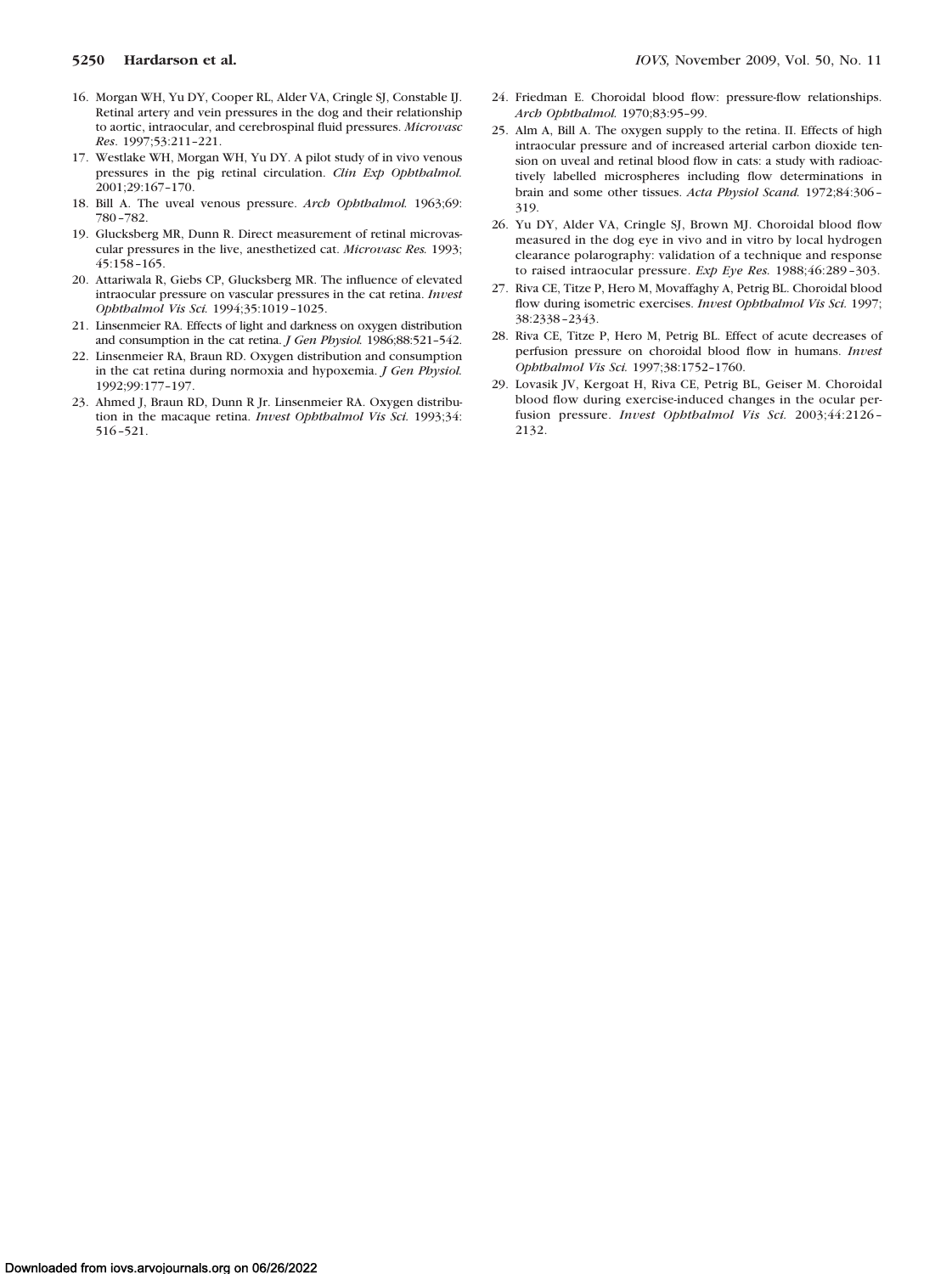16. Morgan WH, Yu DY, Cooper RL, Alder VA, Cringle SJ, Constable IJ. Retinal artery and vein pressures in the dog and their relationship to aortic, intraocular, and cerebrospinal fluid pressures. *Microvasc Res*. 1997;53:211–221.
17. Westlake WH, Morgan WH, Yu DY. A pilot study of in vivo venous pressures in the pig retinal circulation. *Clin Exp Ophthalmol.* 2001;29:167–170.
18. Bill A. The uveal venous pressure. *Arch Ophthalmol.* 1963;69: 780–782.
19. Glucksberg MR, Dunn R. Direct measurement of retinal microvascular pressures in the live, anesthetized cat. *Microvasc Res.* 1993; 45:158–165.
20. Attariwala R, Giebs CP, Glucksberg MR. The influence of elevated intraocular pressure on vascular pressures in the cat retina. *Invest Ophthalmol Vis Sci.* 1994;35:1019–1025.
21. Linsenmeier RA. Effects of light and darkness on oxygen distribution and consumption in the cat retina. *J Gen Physiol.* 1986;88:521–542.
22. Linsenmeier RA, Braun RD. Oxygen distribution and consumption in the cat retina during normoxia and hypoxemia. *J Gen Physiol.* 1992;99:177–197.
23. Ahmed J, Braun RD, Dunn R Jr. Linsenmeier RA. Oxygen distribution in the macaque retina. *Invest Ophthalmol Vis Sci.* 1993;34: 516–521.
24. Friedman E. Choroidal blood flow: pressure-flow relationships. *Arch Ophthalmol.* 1970;83:95–99.
25. Alm A, Bill A. The oxygen supply to the retina. II. Effects of high intraocular pressure and of increased arterial carbon dioxide tension on uveal and retinal blood flow in cats: a study with radioactively labelled microspheres including flow determinations in brain and some other tissues. *Acta Physiol Scand.* 1972;84:306–319.
26. Yu DY, Alder VA, Cringle SJ, Brown MJ. Choroidal blood flow measured in the dog eye in vivo and in vitro by local hydrogen clearance polarography: validation of a technique and response to raised intraocular pressure. *Exp Eye Res.* 1988;46:289–303.
27. Riva CE, Titze P, Hero M, Movaffaghy A, Petrig BL. Choroidal blood flow during isometric exercises. *Invest Ophthalmol Vis Sci.* 1997; 38:2338–2343.
28. Riva CE, Titze P, Hero M, Petrig BL. Effect of acute decreases of perfusion pressure on choroidal blood flow in humans. *Invest Ophthalmol Vis Sci.* 1997;38:1752–1760.
29. Lovasik JV, Kergoat H, Riva CE, Petrig BL, Geiser M. Choroidal blood flow during exercise-induced changes in the ocular perfusion pressure. *Invest Ophthalmol Vis Sci.* 2003;44:2126–2132.